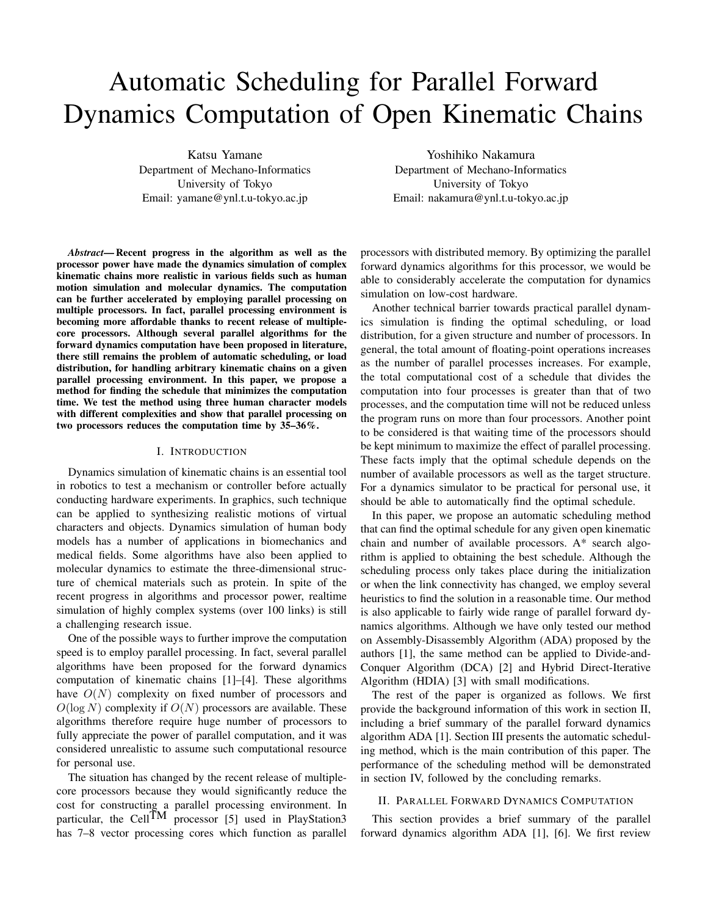// Automatic Scheduling for Parallel Forward Dynamics Computation of Open Kinematic Chains

# Automatic Scheduling for Parallel Forward Dynamics Computation of Open Kinematic Chains

Katsu Yamane
Department of Mechano-Informatics
University of Tokyo
Email: yamane@ynl.t.u-tokyo.ac.jp

Yoshihiko Nakamura
Department of Mechano-Informatics
University of Tokyo
Email: nakamura@ynl.t.u-tokyo.ac.jp

***Abstract*— Recent progress in the algorithm as well as the processor power have made the dynamics simulation of complex kinematic chains more realistic in various fields such as human motion simulation and molecular dynamics. The computation can be further accelerated by employing parallel processing on multiple processors. In fact, parallel processing environment is becoming more affordable thanks to recent release of multiple-core processors. Although several parallel algorithms for the forward dynamics computation have been proposed in literature, there still remains the problem of automatic scheduling, or load distribution, for handling arbitrary kinematic chains on a given parallel processing environment. In this paper, we propose a method for finding the schedule that minimizes the computation time. We test the method using three human character models with different complexities and show that parallel processing on two processors reduces the computation time by 35–36%.**

## I. Introduction

Dynamics simulation of kinematic chains is an essential tool in robotics to test a mechanism or controller before actually conducting hardware experiments. In graphics, such technique can be applied to synthesizing realistic motions of virtual characters and objects. Dynamics simulation of human body models has a number of applications in biomechanics and medical fields. Some algorithms have also been applied to molecular dynamics to estimate the three-dimensional structure of chemical materials such as protein. In spite of the recent progress in algorithms and processor power, realtime simulation of highly complex systems (over 100 links) is still a challenging research issue.

One of the possible ways to further improve the computation speed is to employ parallel processing. In fact, several parallel algorithms have been proposed for the forward dynamics computation of kinematic chains [1]–[4]. These algorithms have $O(N)$ complexity on fixed number of processors and $O(\log N)$ complexity if $O(N)$ processors are available. These algorithms therefore require huge number of processors to fully appreciate the power of parallel computation, and it was considered unrealistic to assume such computational resource for personal use.

The situation has changed by the recent release of multiple-core processors because they would significantly reduce the cost for constructing a parallel processing environment. In particular, the Cell™ processor [5] used in PlayStation3 has 7–8 vector processing cores which function as parallel processors with distributed memory. By optimizing the parallel forward dynamics algorithms for this processor, we would be able to considerably accelerate the computation for dynamics simulation on low-cost hardware.

Another technical barrier towards practical parallel dynamics simulation is finding the optimal scheduling, or load distribution, for a given structure and number of processors. In general, the total amount of floating-point operations increases as the number of parallel processes increases. For example, the total computational cost of a schedule that divides the computation into four processes is greater than that of two processes, and the computation time will not be reduced unless the program runs on more than four processors. Another point to be considered is that waiting time of the processors should be kept minimum to maximize the effect of parallel processing. These facts imply that the optimal schedule depends on the number of available processors as well as the target structure. For a dynamics simulator to be practical for personal use, it should be able to automatically find the optimal schedule.

In this paper, we propose an automatic scheduling method that can find the optimal schedule for any given open kinematic chain and number of available processors. A* search algorithm is applied to obtaining the best schedule. Although the scheduling process only takes place during the initialization or when the link connectivity has changed, we employ several heuristics to find the solution in a reasonable time. Our method is also applicable to fairly wide range of parallel forward dynamics algorithms. Although we have only tested our method on Assembly-Disassembly Algorithm (ADA) proposed by the authors [1], the same method can be applied to Divide-and-Conquer Algorithm (DCA) [2] and Hybrid Direct-Iterative Algorithm (HDIA) [3] with small modifications.

The rest of the paper is organized as follows. We first provide the background information of this work in section II, including a brief summary of the parallel forward dynamics algorithm ADA [1]. Section III presents the automatic scheduling method, which is the main contribution of this paper. The performance of the scheduling method will be demonstrated in section IV, followed by the concluding remarks.

## II. Parallel Forward Dynamics Computation

This section provides a brief summary of the parallel forward dynamics algorithm ADA [1], [6]. We first review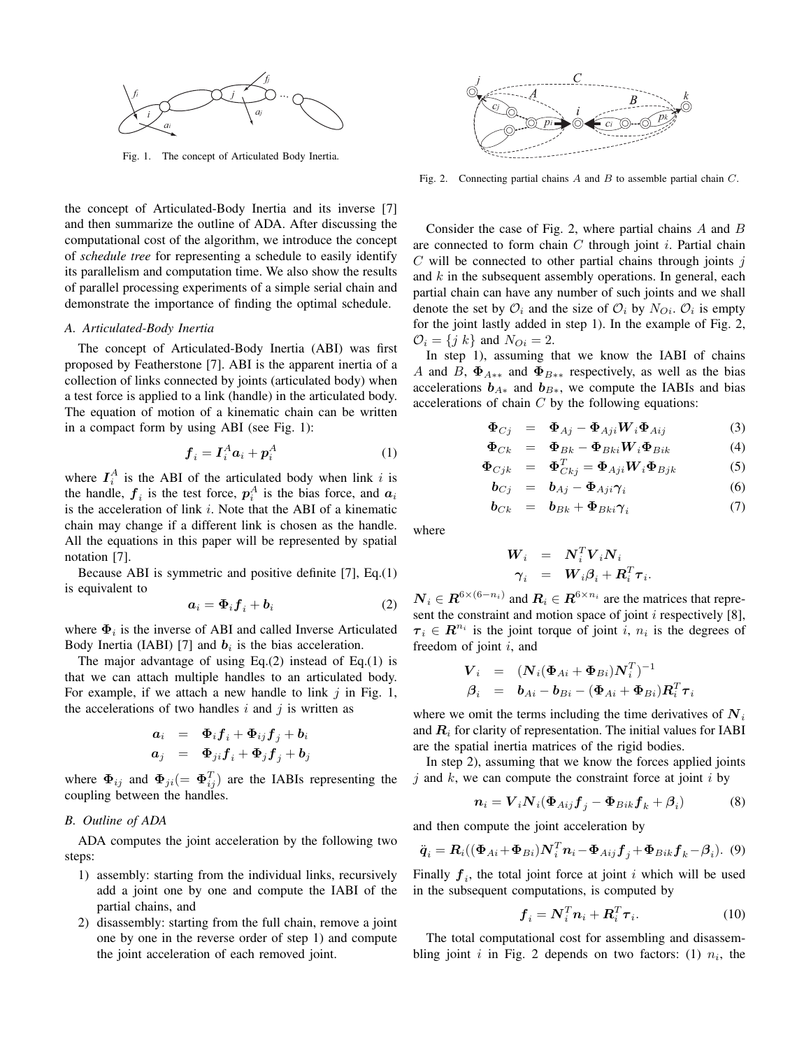Fig. 1. The concept of Articulated Body Inertia.

Fig. 2. Connecting partial chains $A$ and $B$ to assemble partial chain $C$.

the concept of Articulated-Body Inertia and its inverse [7] and then summarize the outline of ADA. After discussing the computational cost of the algorithm, we introduce the concept of *schedule tree* for representing a schedule to easily identify its parallelism and computation time. We also show the results of parallel processing experiments of a simple serial chain and demonstrate the importance of finding the optimal schedule.

### A. Articulated-Body Inertia

The concept of Articulated-Body Inertia (ABI) was first proposed by Featherstone [7]. ABI is the apparent inertia of a collection of links connected by joints (articulated body) when a test force is applied to a link (handle) in the articulated body. The equation of motion of a kinematic chain can be written in a compact form by using ABI (see Fig. 1):

$$\boldsymbol{f}_i = \boldsymbol{I}_i^A \boldsymbol{a}_i + \boldsymbol{p}_i^A \tag{1}$$

where $\boldsymbol{I}_i^A$ is the ABI of the articulated body when link $i$ is the handle, $\boldsymbol{f}_i$ is the test force, $\boldsymbol{p}_i^A$ is the bias force, and $\boldsymbol{a}_i$ is the acceleration of link $i$. Note that the ABI of a kinematic chain may change if a different link is chosen as the handle. All the equations in this paper will be represented by spatial notation [7].

Because ABI is symmetric and positive definite [7], Eq.(1) is equivalent to

$$\boldsymbol{a}_i = \boldsymbol{\Phi}_i \boldsymbol{f}_i + \boldsymbol{b}_i \tag{2}$$

where $\boldsymbol{\Phi}_i$ is the inverse of ABI and called Inverse Articulated Body Inertia (IABI) [7] and $\boldsymbol{b}_i$ is the bias acceleration.

The major advantage of using Eq.(2) instead of Eq.(1) is that we can attach multiple handles to an articulated body. For example, if we attach a new handle to link $j$ in Fig. 1, the accelerations of two handles $i$ and $j$ is written as

$$\begin{aligned} \boldsymbol{a}_i &= \boldsymbol{\Phi}_i \boldsymbol{f}_i + \boldsymbol{\Phi}_{ij} \boldsymbol{f}_j + \boldsymbol{b}_i \\ \boldsymbol{a}_j &= \boldsymbol{\Phi}_{ji} \boldsymbol{f}_i + \boldsymbol{\Phi}_j \boldsymbol{f}_j + \boldsymbol{b}_j \end{aligned}$$

where $\boldsymbol{\Phi}_{ij}$ and $\boldsymbol{\Phi}_{ji} (= \boldsymbol{\Phi}_{ij}^T)$ are the IABIs representing the coupling between the handles.

### B. Outline of ADA

ADA computes the joint acceleration by the following two steps:

1) assembly: starting from the individual links, recursively add a joint one by one and compute the IABI of the partial chains, and
2) disassembly: starting from the full chain, remove a joint one by one in the reverse order of step 1) and compute the joint acceleration of each removed joint.

Consider the case of Fig. 2, where partial chains $A$ and $B$ are connected to form chain $C$ through joint $i$. Partial chain $C$ will be connected to other partial chains through joints $j$ and $k$ in the subsequent assembly operations. In general, each partial chain can have any number of such joints and we shall denote the set by $\mathcal{O}_i$ and the size of $\mathcal{O}_i$ by $N_{Oi}$. $\mathcal{O}_i$ is empty for the joint lastly added in step 1). In the example of Fig. 2, $\mathcal{O}_i = \{j \ k\}$ and $N_{Oi} = 2$.

In step 1), assuming that we know the IABI of chains $A$ and $B$, $\boldsymbol{\Phi}_{A**}$ and $\boldsymbol{\Phi}_{B**}$ respectively, as well as the bias accelerations $\boldsymbol{b}_{A*}$ and $\boldsymbol{b}_{B*}$, we compute the IABIs and bias accelerations of chain $C$ by the following equations:

$$\boldsymbol{\Phi}_{Cj} = \boldsymbol{\Phi}_{Aj} - \boldsymbol{\Phi}_{Aji} \boldsymbol{W}_i \boldsymbol{\Phi}_{Aij} \tag{3}$$

$$\boldsymbol{\Phi}_{Ck} = \boldsymbol{\Phi}_{Bk} - \boldsymbol{\Phi}_{Bki} \boldsymbol{W}_i \boldsymbol{\Phi}_{Bik} \tag{4}$$

$$\boldsymbol{\Phi}_{Cjk} = \boldsymbol{\Phi}_{Ckj}^T = \boldsymbol{\Phi}_{Aji} \boldsymbol{W}_i \boldsymbol{\Phi}_{Bjk} \tag{5}$$

$$\boldsymbol{b}_{Cj} = \boldsymbol{b}_{Aj} - \boldsymbol{\Phi}_{Aji} \boldsymbol{\gamma}_i \tag{6}$$

$$\boldsymbol{b}_{Ck} = \boldsymbol{b}_{Bk} + \boldsymbol{\Phi}_{Bki} \boldsymbol{\gamma}_i \tag{7}$$

where

$$\begin{aligned} \boldsymbol{W}_i &= \boldsymbol{N}_i^T \boldsymbol{V}_i \boldsymbol{N}_i \\ \boldsymbol{\gamma}_i &= \boldsymbol{W}_i \boldsymbol{\beta}_i + \boldsymbol{R}_i^T \boldsymbol{\tau}_i. \end{aligned}$$

$\boldsymbol{N}_i \in \boldsymbol{R}^{6 \times (6-n_i)}$ and $\boldsymbol{R}_i \in \boldsymbol{R}^{6 \times n_i}$ are the matrices that represent the constraint and motion space of joint $i$ respectively [8], $\boldsymbol{\tau}_i \in \boldsymbol{R}^{n_i}$ is the joint torque of joint $i$, $n_i$ is the degrees of freedom of joint $i$, and

$$\begin{aligned} \boldsymbol{V}_i &= (\boldsymbol{N}_i (\boldsymbol{\Phi}_{Ai} + \boldsymbol{\Phi}_{Bi}) \boldsymbol{N}_i^T)^{-1} \\ \boldsymbol{\beta}_i &= \boldsymbol{b}_{Ai} - \boldsymbol{b}_{Bi} - (\boldsymbol{\Phi}_{Ai} + \boldsymbol{\Phi}_{Bi}) \boldsymbol{R}_i^T \boldsymbol{\tau}_i \end{aligned}$$

where we omit the terms including the time derivatives of $\boldsymbol{N}_i$ and $\boldsymbol{R}_i$ for clarity of representation. The initial values for IABI are the spatial inertia matrices of the rigid bodies.

In step 2), assuming that we know the forces applied joints $j$ and $k$, we can compute the constraint force at joint $i$ by

$$\boldsymbol{n}_i = \boldsymbol{V}_i \boldsymbol{N}_i (\boldsymbol{\Phi}_{Aij} \boldsymbol{f}_j - \boldsymbol{\Phi}_{Bik} \boldsymbol{f}_k + \boldsymbol{\beta}_i) \tag{8}$$

and then compute the joint acceleration by

$$\ddot{\boldsymbol{q}}_i = \boldsymbol{R}_i ((\boldsymbol{\Phi}_{Ai} + \boldsymbol{\Phi}_{Bi}) \boldsymbol{N}_i^T \boldsymbol{n}_i - \boldsymbol{\Phi}_{Aij} \boldsymbol{f}_j + \boldsymbol{\Phi}_{Bik} \boldsymbol{f}_k - \boldsymbol{\beta}_i). \tag{9}$$

Finally $\boldsymbol{f}_i$, the total joint force at joint $i$ which will be used in the subsequent computations, is computed by

$$\boldsymbol{f}_i = \boldsymbol{N}_i^T \boldsymbol{n}_i + \boldsymbol{R}_i^T \boldsymbol{\tau}_i. \tag{10}$$

The total computational cost for assembling and disassembling joint $i$ in Fig. 2 depends on two factors: (1) $n_i$, the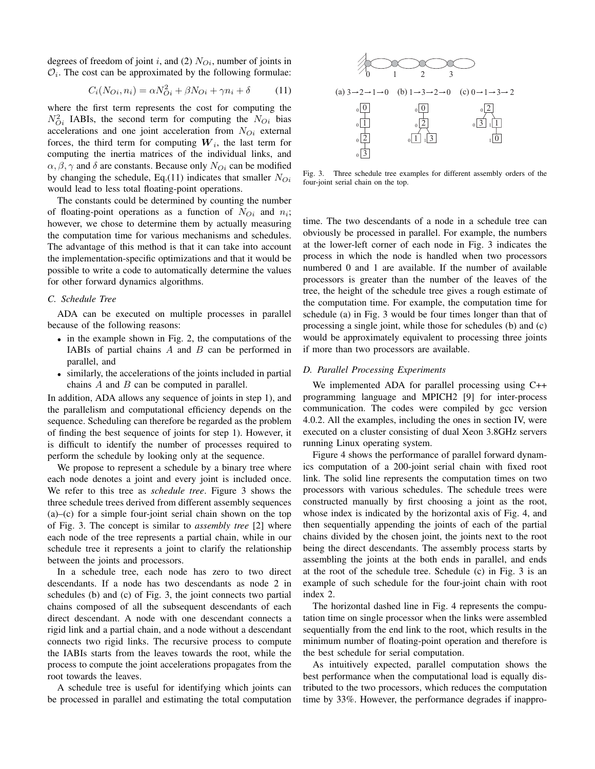degrees of freedom of joint $i$, and (2) $N_{Oi}$, number of joints in $\mathcal{O}_i$. The cost can be approximated by the following formulae:

$$C_i(N_{Oi}, n_i) = \alpha N_{Oi}^2 + \beta N_{Oi} + \gamma n_i + \delta \quad (11)$$

where the first term represents the cost for computing the $N_{Oi}^2$ IABIs, the second term for computing the $N_{Oi}$ bias accelerations and one joint acceleration from $N_{Oi}$ external forces, the third term for computing $\boldsymbol{W}_i$, the last term for computing the inertia matrices of the individual links, and $\alpha, \beta, \gamma$ and $\delta$ are constants. Because only $N_{Oi}$ can be modified by changing the schedule, Eq.(11) indicates that smaller $N_{Oi}$ would lead to less total floating-point operations.

The constants could be determined by counting the number of floating-point operations as a function of $N_{Oi}$ and $n_i$; however, we chose to determine them by actually measuring the computation time for various mechanisms and schedules. The advantage of this method is that it can take into account the implementation-specific optimizations and that it would be possible to write a code to automatically determine the values for other forward dynamics algorithms.

### C. Schedule Tree

ADA can be executed on multiple processes in parallel because of the following reasons:

- in the example shown in Fig. 2, the computations of the IABIs of partial chains $A$ and $B$ can be performed in parallel, and
- similarly, the accelerations of the joints included in partial chains $A$ and $B$ can be computed in parallel.

In addition, ADA allows any sequence of joints in step 1), and the parallelism and computational efficiency depends on the sequence. Scheduling can therefore be regarded as the problem of finding the best sequence of joints for step 1). However, it is difficult to identify the number of processes required to perform the schedule by looking only at the sequence.

We propose to represent a schedule by a binary tree where each node denotes a joint and every joint is included once. We refer to this tree as *schedule tree*. Figure 3 shows the three schedule trees derived from different assembly sequences (a)–(c) for a simple four-joint serial chain shown on the top of Fig. 3. The concept is similar to *assembly tree* [2] where each node of the tree represents a partial chain, while in our schedule tree it represents a joint to clarify the relationship between the joints and processors.

In a schedule tree, each node has zero to two direct descendants. If a node has two descendants as node 2 in schedules (b) and (c) of Fig. 3, the joint connects two partial chains composed of all the subsequent descendants of each direct descendant. A node with one descendant connects a rigid link and a partial chain, and a node without a descendant connects two rigid links. The recursive process to compute the IABIs starts from the leaves towards the root, while the process to compute the joint accelerations propagates from the root towards the leaves.

A schedule tree is useful for identifying which joints can be processed in parallel and estimating the total computation time. The two descendants of a node in a schedule tree can obviously be processed in parallel. For example, the numbers at the lower-left corner of each node in Fig. 3 indicates the process in which the node is handled when two processors numbered 0 and 1 are available. If the number of available processors is greater than the number of the leaves of the tree, the height of the schedule tree gives a rough estimate of the computation time. For example, the computation time for schedule (a) in Fig. 3 would be four times longer than that of processing a single joint, while those for schedules (b) and (c) would be approximately equivalent to processing three joints if more than two processors are available.

(a) 3→2→1→0 (b) 1→3→2→0 (c) 0→1→3→2

Fig. 3. Three schedule tree examples for different assembly orders of the four-joint serial chain on the top.

### D. Parallel Processing Experiments

We implemented ADA for parallel processing using C++ programming language and MPICH2 [9] for inter-process communication. The codes were compiled by gcc version 4.0.2. All the examples, including the ones in section IV, were executed on a cluster consisting of dual Xeon 3.8GHz servers running Linux operating system.

Figure 4 shows the performance of parallel forward dynamics computation of a 200-joint serial chain with fixed root link. The solid line represents the computation times on two processors with various schedules. The schedule trees were constructed manually by first choosing a joint as the root, whose index is indicated by the horizontal axis of Fig. 4, and then sequentially appending the joints of each of the partial chains divided by the chosen joint, the joints next to the root being the direct descendants. The assembly process starts by assembling the joints at the both ends in parallel, and ends at the root of the schedule tree. Schedule (c) in Fig. 3 is an example of such schedule for the four-joint chain with root index 2.

The horizontal dashed line in Fig. 4 represents the computation time on single processor when the links were assembled sequentially from the end link to the root, which results in the minimum number of floating-point operation and therefore is the best schedule for serial computation.

As intuitively expected, parallel computation shows the best performance when the computational load is equally distributed to the two processors, which reduces the computation time by 33%. However, the performance degrades if inappro-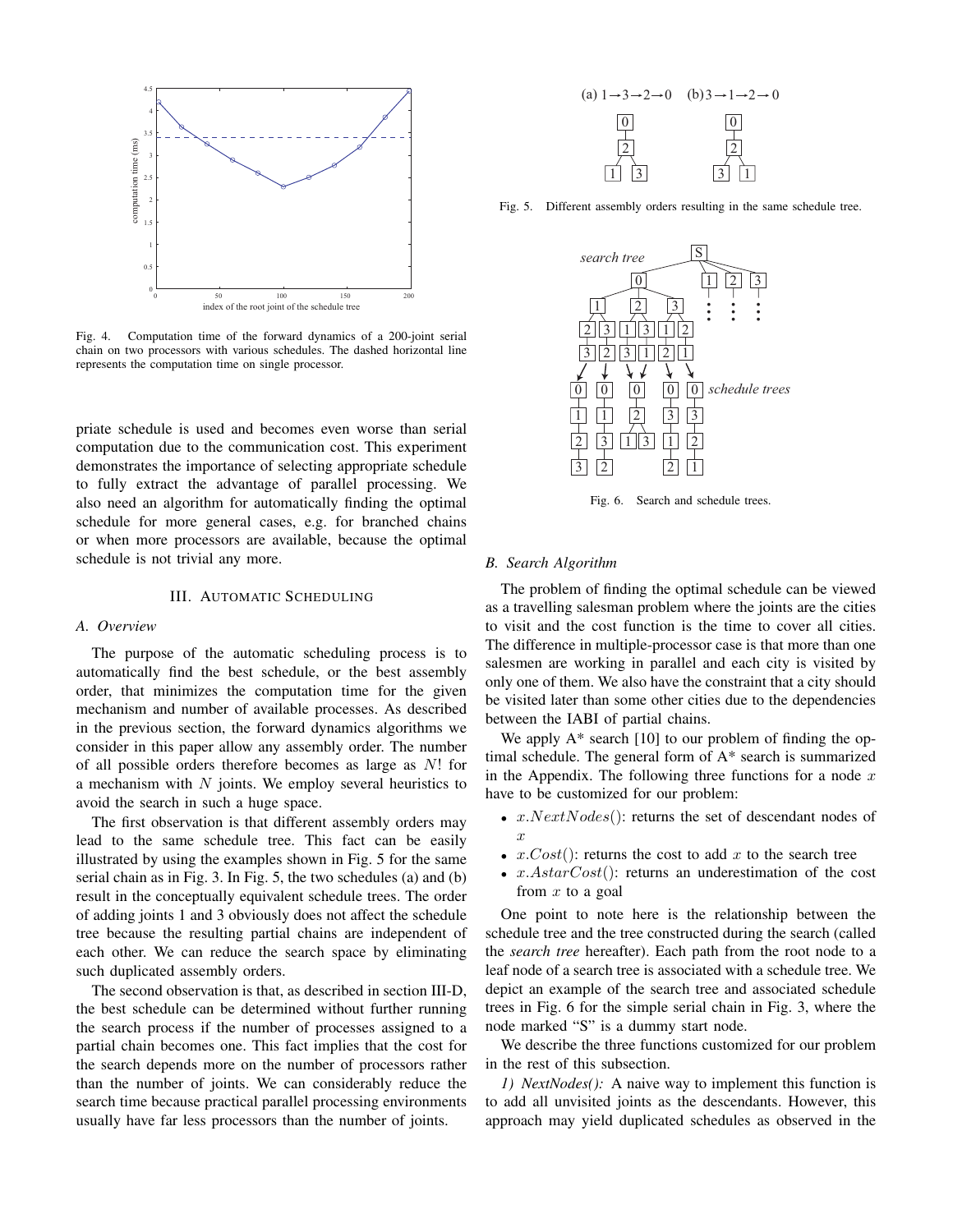4.5

4

3.5

3

2.5

2

1.5

1

0.5

0

0 50 100 150 200

computation time (ms)

index of the root joint of the schedule tree

Fig. 4. Computation time of the forward dynamics of a 200-joint serial chain on two processors with various schedules. The dashed horizontal line represents the computation time on single processor.

priate schedule is used and becomes even worse than serial computation due to the communication cost. This experiment demonstrates the importance of selecting appropriate schedule to fully extract the advantage of parallel processing. We also need an algorithm for automatically finding the optimal schedule for more general cases, e.g. for branched chains or when more processors are available, because the optimal schedule is not trivial any more.

## III. Automatic Scheduling

### A. Overview

The purpose of the automatic scheduling process is to automatically find the best schedule, or the best assembly order, that minimizes the computation time for the given mechanism and number of available processes. As described in the previous section, the forward dynamics algorithms we consider in this paper allow any assembly order. The number of all possible orders therefore becomes as large as $N!$ for a mechanism with $N$ joints. We employ several heuristics to avoid the search in such a huge space.

The first observation is that different assembly orders may lead to the same schedule tree. This fact can be easily illustrated by using the examples shown in Fig. 5 for the same serial chain as in Fig. 3. In Fig. 5, the two schedules (a) and (b) result in the conceptually equivalent schedule trees. The order of adding joints 1 and 3 obviously does not affect the schedule tree because the resulting partial chains are independent of each other. We can reduce the search space by eliminating such duplicated assembly orders.

The second observation is that, as described in section III-D, the best schedule can be determined without further running the search process if the number of processes assigned to a partial chain becomes one. This fact implies that the cost for the search depends more on the number of processors rather than the number of joints. We can considerably reduce the search time because practical parallel processing environments usually have far less processors than the number of joints.

(a) 1→3→2→0 (b) 3→1→2→0

Fig. 5. Different assembly orders resulting in the same schedule tree.

search tree

schedule trees

Fig. 6. Search and schedule trees.

### B. Search Algorithm

The problem of finding the optimal schedule can be viewed as a travelling salesman problem where the joints are the cities to visit and the cost function is the time to cover all cities. The difference in multiple-processor case is that more than one salesmen are working in parallel and each city is visited by only one of them. We also have the constraint that a city should be visited later than some other cities due to the dependencies between the IABI of partial chains.

We apply A* search [10] to our problem of finding the optimal schedule. The general form of A* search is summarized in the Appendix. The following three functions for a node $x$ have to be customized for our problem:

- $x.NextNodes()$: returns the set of descendant nodes of $x$
- $x.Cost()$: returns the cost to add $x$ to the search tree
- $x.AstarCost()$: returns an underestimation of the cost from $x$ to a goal

One point to note here is the relationship between the schedule tree and the tree constructed during the search (called the *search tree* hereafter). Each path from the root node to a leaf node of a search tree is associated with a schedule tree. We depict an example of the search tree and associated schedule trees in Fig. 6 for the simple serial chain in Fig. 3, where the node marked "S" is a dummy start node.

We describe the three functions customized for our problem in the rest of this subsection.

*1) NextNodes():* A naive way to implement this function is to add all unvisited joints as the descendants. However, this approach may yield duplicated schedules as observed in the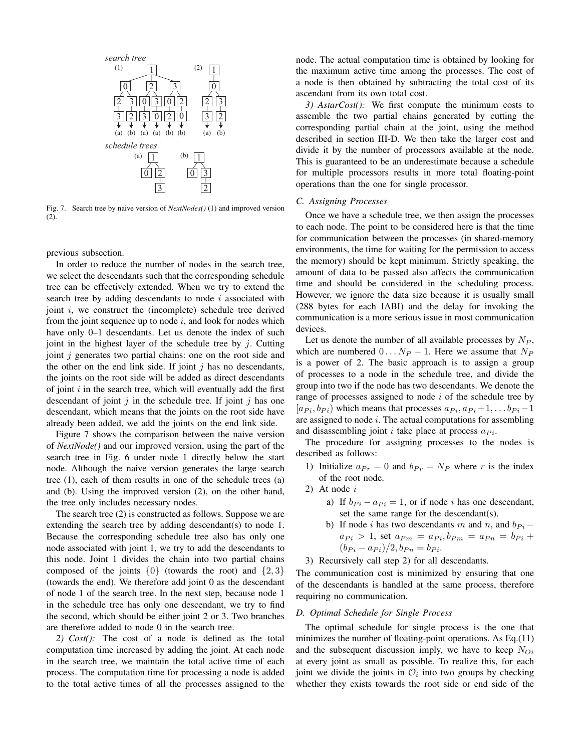Fig. 7. Search tree by naive version of *NextNodes()* (1) and improved version (2).

previous subsection.

In order to reduce the number of nodes in the search tree, we select the descendants such that the corresponding schedule tree can be effectively extended. When we try to extend the search tree by adding descendants to node $i$ associated with joint $i$, we construct the (incomplete) schedule tree derived from the joint sequence up to node $i$, and look for nodes which have only 0–1 descendants. Let us denote the index of such joint in the highest layer of the schedule tree by $j$. Cutting joint $j$ generates two partial chains: one on the root side and the other on the end link side. If joint $j$ has no descendants, the joints on the root side will be added as direct descendants of joint $i$ in the search tree, which will eventually add the first descendant of joint $j$ in the schedule tree. If joint $j$ has one descendant, which means that the joints on the root side have already been added, we add the joints on the end link side.

Figure 7 shows the comparison between the naive version of *NextNode()* and our improved version, using the part of the search tree in Fig. 6 under node 1 directly below the start node. Although the naive version generates the large search tree (1), each of them results in one of the schedule trees (a) and (b). Using the improved version (2), on the other hand, the tree only includes necessary nodes.

The search tree (2) is constructed as follows. Suppose we are extending the search tree by adding descendant(s) to node 1. Because the corresponding schedule tree also has only one node associated with joint 1, we try to add the descendants to this node. Joint 1 divides the chain into two partial chains composed of the joints $\{0\}$ (towards the root) and $\{2, 3\}$ (towards the end). We therefore add joint 0 as the descendant of node 1 of the search tree. In the next step, because node 1 in the schedule tree has only one descendant, we try to find the second, which should be either joint 2 or 3. Two branches are therefore added to node 0 in the search tree.

*2) Cost():* The cost of a node is defined as the total computation time increased by adding the joint. At each node in the search tree, we maintain the total active time of each process. The computation time for processing a node is added to the total active times of all the processes assigned to the node. The actual computation time is obtained by looking for the maximum active time among the processes. The cost of a node is then obtained by subtracting the total cost of its ascendant from its own total cost.

*3) AstarCost():* We first compute the minimum costs to assemble the two partial chains generated by cutting the corresponding partial chain at the joint, using the method described in section III-D. We then take the larger cost and divide it by the number of processors available at the node. This is guaranteed to be an underestimate because a schedule for multiple processors results in more total floating-point operations than the one for single processor.

### C. Assigning Processes

Once we have a schedule tree, we then assign the processes to each node. The point to be considered here is that the time for communication between the processes (in shared-memory environments, the time for waiting for the permission to access the memory) should be kept minimum. Strictly speaking, the amount of data to be passed also affects the communication time and should be considered in the scheduling process. However, we ignore the data size because it is usually small (288 bytes for each IABI) and the delay for invoking the communication is a more serious issue in most communication devices.

Let us denote the number of all available processes by $N_P$, which are numbered $0 \ldots N_P - 1$. Here we assume that $N_P$ is a power of 2. The basic approach is to assign a group of processes to a node in the schedule tree, and divide the group into two if the node has two descendants. We denote the range of processes assigned to node $i$ of the schedule tree by $[a_{Pi}, b_{Pi})$ which means that processes $a_{Pi}, a_{Pi}+1, \ldots b_{Pi}-1$ are assigned to node $i$. The actual computations for assembling and disassembling joint $i$ take place at process $a_{Pi}$.

The procedure for assigning processes to the nodes is described as follows:

1) Initialize $a_{Pr} = 0$ and $b_{Pr} = N_P$ where $r$ is the index of the root node.
2) At node $i$
   a) If $b_{Pi} - a_{Pi} = 1$, or if node $i$ has one descendant, set the same range for the descendant(s).
   b) If node $i$ has two descendants $m$ and $n$, and $b_{Pi} - a_{Pi} > 1$, set $a_{Pm} = a_{Pi}, b_{Pm} = a_{Pn} = b_{Pi} + (b_{Pi} - a_{Pi})/2, b_{Pn} = b_{Pi}$.
3) Recursively call step 2) for all descendants.

The communication cost is minimized by ensuring that one of the descendants is handled at the same process, therefore requiring no communication.

### D. Optimal Schedule for Single Process

The optimal schedule for single process is the one that minimizes the number of floating-point operations. As Eq.(11) and the subsequent discussion imply, we have to keep $N_{Oi}$ at every joint as small as possible. To realize this, for each joint we divide the joints in $\mathcal{O}_i$ into two groups by checking whether they exists towards the root side or end side of the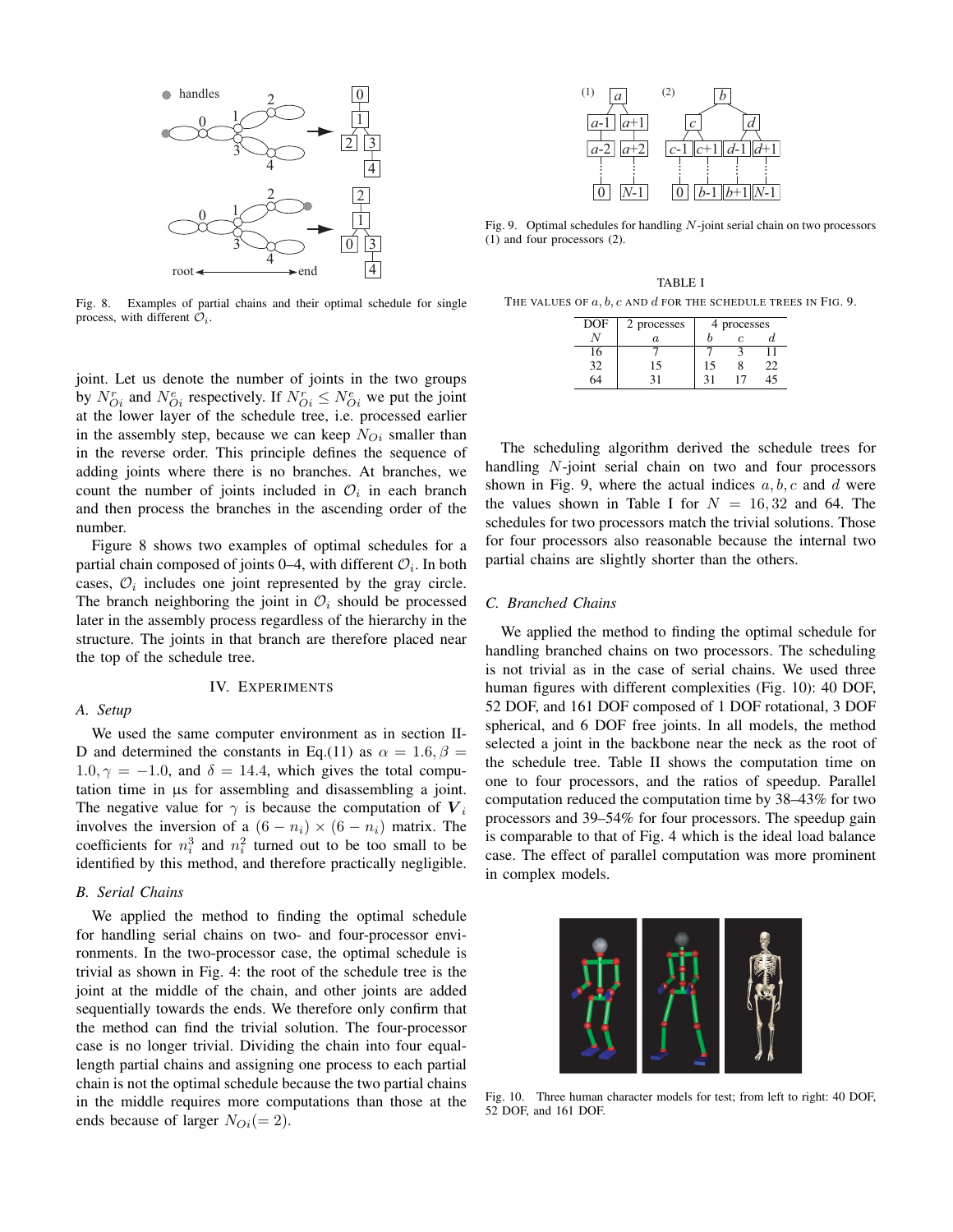Fig. 8. Examples of partial chains and their optimal schedule for single process, with different $\mathcal{O}_i$.

joint. Let us denote the number of joints in the two groups by $N^r_{Oi}$ and $N^e_{Oi}$ respectively. If $N^r_{Oi} \leq N^e_{Oi}$ we put the joint at the lower layer of the schedule tree, i.e. processed earlier in the assembly step, because we can keep $N_{Oi}$ smaller than in the reverse order. This principle defines the sequence of adding joints where there is no branches. At branches, we count the number of joints included in $\mathcal{O}_i$ in each branch and then process the branches in the ascending order of the number.

Figure 8 shows two examples of optimal schedules for a partial chain composed of joints 0–4, with different $\mathcal{O}_i$. In both cases, $\mathcal{O}_i$ includes one joint represented by the gray circle. The branch neighboring the joint in $\mathcal{O}_i$ should be processed later in the assembly process regardless of the hierarchy in the structure. The joints in that branch are therefore placed near the top of the schedule tree.

## IV. Experiments

### A. Setup

We used the same computer environment as in section II-D and determined the constants in Eq.(11) as $\alpha = 1.6, \beta = 1.0, \gamma = -1.0$, and $\delta = 14.4$, which gives the total computation time in μs for assembling and disassembling a joint. The negative value for $\gamma$ is because the computation of $\boldsymbol{V}_i$ involves the inversion of a $(6 - n_i) \times (6 - n_i)$ matrix. The coefficients for $n_i^3$ and $n_i^2$ turned out to be too small to be identified by this method, and therefore practically negligible.

### B. Serial Chains

We applied the method to finding the optimal schedule for handling serial chains on two- and four-processor environments. In the two-processor case, the optimal schedule is trivial as shown in Fig. 4: the root of the schedule tree is the joint at the middle of the chain, and other joints are added sequentially towards the ends. We therefore only confirm that the method can find the trivial solution. The four-processor case is no longer trivial. Dividing the chain into four equal-length partial chains and assigning one process to each partial chain is not the optimal schedule because the two partial chains in the middle requires more computations than those at the ends because of larger $N_{Oi}(= 2)$.

Fig. 9. Optimal schedules for handling $N$-joint serial chain on two processors (1) and four processors (2).

TABLE I
THE VALUES OF $a, b, c$ AND $d$ FOR THE SCHEDULE TREES IN FIG. 9.

| DOF | 2 processes | 4 processes | | |
|---|---|---|---|---|
| $N$ | $a$ | $b$ | $c$ | $d$ |
| 16 | 7 | 7 | 3 | 11 |
| 32 | 15 | 15 | 8 | 22 |
| 64 | 31 | 31 | 17 | 45 |

The scheduling algorithm derived the schedule trees for handling $N$-joint serial chain on two and four processors shown in Fig. 9, where the actual indices $a, b, c$ and $d$ were the values shown in Table I for $N = 16, 32$ and 64. The schedules for two processors match the trivial solutions. Those for four processors also reasonable because the internal two partial chains are slightly shorter than the others.

### C. Branched Chains

We applied the method to finding the optimal schedule for handling branched chains on two processors. The scheduling is not trivial as in the case of serial chains. We used three human figures with different complexities (Fig. 10): 40 DOF, 52 DOF, and 161 DOF composed of 1 DOF rotational, 3 DOF spherical, and 6 DOF free joints. In all models, the method selected a joint in the backbone near the neck as the root of the schedule tree. Table II shows the computation time on one to four processors, and the ratios of speedup. Parallel computation reduced the computation time by 38–43% for two processors and 39–54% for four processors. The speedup gain is comparable to that of Fig. 4 which is the ideal load balance case. The effect of parallel computation was more prominent in complex models.

Fig. 10. Three human character models for test; from left to right: 40 DOF, 52 DOF, and 161 DOF.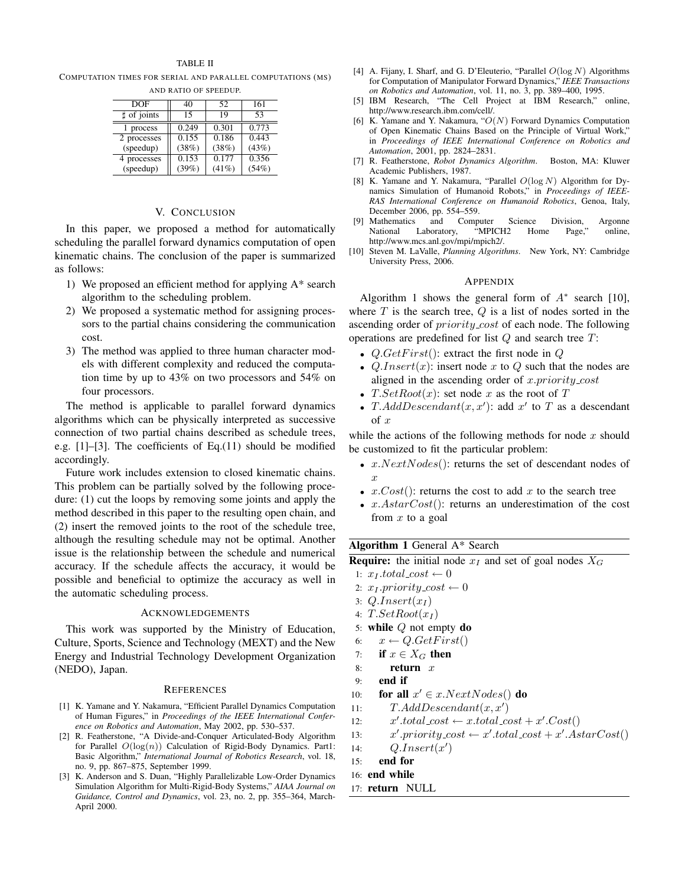TABLE II

COMPUTATION TIMES FOR SERIAL AND PARALLEL COMPUTATIONS (MS) AND RATIO OF SPEEDUP.

| DOF | 40 | 52 | 161 |
|---|---|---|---|
| ♯ of joints | 15 | 19 | 53 |
| 1 process | 0.249 | 0.301 | 0.773 |
| 2 processes | 0.155 | 0.186 | 0.443 |
| (speedup) | (38%) | (38%) | (43%) |
| 4 processes | 0.153 | 0.177 | 0.356 |
| (speedup) | (39%) | (41%) | (54%) |

## V. CONCLUSION

In this paper, we proposed a method for automatically scheduling the parallel forward dynamics computation of open kinematic chains. The conclusion of the paper is summarized as follows:

1) We proposed an efficient method for applying A* search algorithm to the scheduling problem.
2) We proposed a systematic method for assigning processors to the partial chains considering the communication cost.
3) The method was applied to three human character models with different complexity and reduced the computation time by up to 43% on two processors and 54% on four processors.

The method is applicable to parallel forward dynamics algorithms which can be physically interpreted as successive connection of two partial chains described as schedule trees, e.g. [1]–[3]. The coefficients of Eq.(11) should be modified accordingly.

Future work includes extension to closed kinematic chains. This problem can be partially solved by the following procedure: (1) cut the loops by removing some joints and apply the method described in this paper to the resulting open chain, and (2) insert the removed joints to the root of the schedule tree, although the resulting schedule may not be optimal. Another issue is the relationship between the schedule and numerical accuracy. If the schedule affects the accuracy, it would be possible and beneficial to optimize the accuracy as well in the automatic scheduling process.

## ACKNOWLEDGEMENTS

This work was supported by the Ministry of Education, Culture, Sports, Science and Technology (MEXT) and the New Energy and Industrial Technology Development Organization (NEDO), Japan.

## REFERENCES

[1] K. Yamane and Y. Nakamura, "Efficient Parallel Dynamics Computation of Human Figures," in *Proceedings of the IEEE International Conference on Robotics and Automation*, May 2002, pp. 530–537.

[2] R. Featherstone, "A Divide-and-Conquer Articulated-Body Algorithm for Parallel $O(\log(n))$ Calculation of Rigid-Body Dynamics. Part1: Basic Algorithm," *International Journal of Robotics Research*, vol. 18, no. 9, pp. 867–875, September 1999.

[3] K. Anderson and S. Duan, "Highly Parallelizable Low-Order Dynamics Simulation Algorithm for Multi-Rigid-Body Systems," *AIAA Journal on Guidance, Control and Dynamics*, vol. 23, no. 2, pp. 355–364, March-April 2000.

[4] A. Fijany, I. Sharf, and G. D'Eleuterio, "Parallel $O(\log N)$ Algorithms for Computation of Manipulator Forward Dynamics," *IEEE Transactions on Robotics and Automation*, vol. 11, no. 3, pp. 389–400, 1995.

[5] IBM Research, "The Cell Project at IBM Research," online, http://www.research.ibm.com/cell/.

[6] K. Yamane and Y. Nakamura, "$O(N)$ Forward Dynamics Computation of Open Kinematic Chains Based on the Principle of Virtual Work," in *Proceedings of IEEE International Conference on Robotics and Automation*, 2001, pp. 2824–2831.

[7] R. Featherstone, *Robot Dynamics Algorithm*. Boston, MA: Kluwer Academic Publishers, 1987.

[8] K. Yamane and Y. Nakamura, "Parallel $O(\log N)$ Algorithm for Dynamics Simulation of Humanoid Robots," in *Proceedings of IEEE-RAS International Conference on Humanoid Robotics*, Genoa, Italy, December 2006, pp. 554–559.

[9] Mathematics and Computer Science Division, Argonne National Laboratory, "MPICH2 Home Page," online, http://www.mcs.anl.gov/mpi/mpich2/.

[10] Steven M. LaValle, *Planning Algorithms*. New York, NY: Cambridge University Press, 2006.

## APPENDIX

Algorithm 1 shows the general form of $A^*$ search [10], where $T$ is the search tree, $Q$ is a list of nodes sorted in the ascending order of $priority\_cost$ of each node. The following operations are predefined for list $Q$ and search tree $T$:

- $Q.GetFirst()$: extract the first node in $Q$
- $Q.Insert(x)$: insert node $x$ to $Q$ such that the nodes are aligned in the ascending order of $x.priority\_cost$
- $T.SetRoot(x)$: set node $x$ as the root of $T$
- $T.AddDescendant(x, x')$: add $x'$ to $T$ as a descendant of $x$

while the actions of the following methods for node $x$ should be customized to fit the particular problem:

- $x.NextNodes()$: returns the set of descendant nodes of $x$
- $x.Cost()$: returns the cost to add $x$ to the search tree
- $x.AstarCost()$: returns an underestimation of the cost from $x$ to a goal

**Algorithm 1** General A* Search

**Require:** the initial node $x_I$ and set of goal nodes $X_G$

1: $x_I.total\_cost \leftarrow 0$
2: $x_I.priority\_cost \leftarrow 0$
3: $Q.Insert(x_I)$
4: $T.SetRoot(x_I)$
5: **while** $Q$ not empty **do**
6: $\quad x \leftarrow Q.GetFirst()$
7: $\quad$ **if** $x \in X_G$ **then**
8: $\quad\quad$ **return** $x$
9: $\quad$ **end if**
10: $\quad$ **for all** $x' \in x.NextNodes()$ **do**
11: $\quad\quad T.AddDescendant(x, x')$
12: $\quad\quad x'.total\_cost \leftarrow x.total\_cost + x'.Cost()$
13: $\quad\quad x'.priority\_cost \leftarrow x'.total\_cost + x'.AstarCost()$
14: $\quad\quad Q.Insert(x')$
15: $\quad$ **end for**
16: **end while**
17: **return** NULL